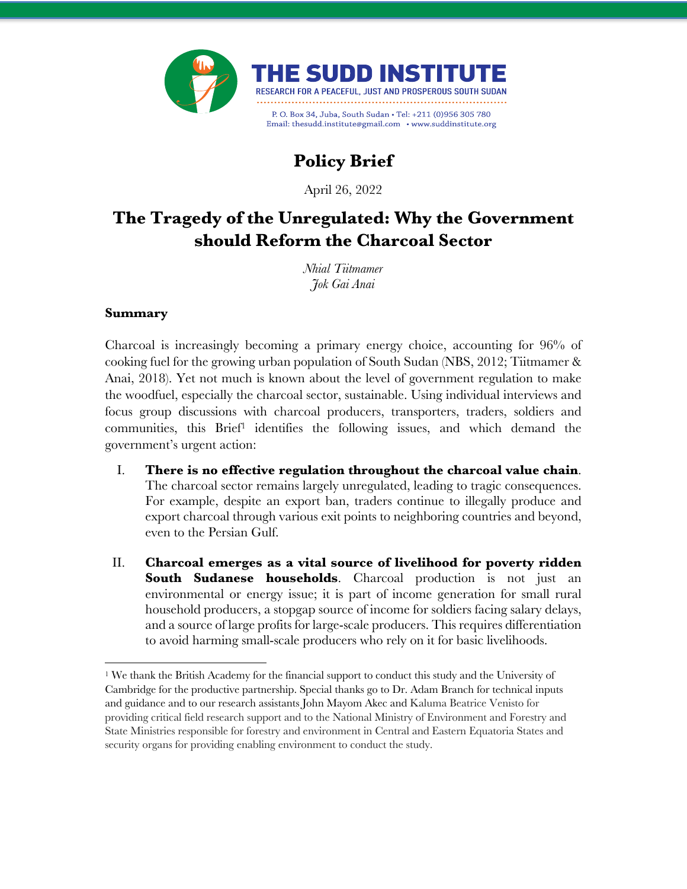# THE SUDD INSTITUTE

RESEARCH FOR A PEACEFUL, JUST AND PROSPEROUS SOUTH SUDAN

P. O. Box 34, Juba, South Sudan • Tel: +211 (0)956 305 780
Email: thesudd.institute@gmail.com • www.suddinstitute.org

## Policy Brief

April 26, 2022

# The Tragedy of the Unregulated: Why the Government should Reform the Charcoal Sector

*Nhial Tiitmamer*
*Jok Gai Anai*

### Summary

Charcoal is increasingly becoming a primary energy choice, accounting for 96% of cooking fuel for the growing urban population of South Sudan (NBS, 2012; Tiitmamer & Anai, 2018). Yet not much is known about the level of government regulation to make the woodfuel, especially the charcoal sector, sustainable. Using individual interviews and focus group discussions with charcoal producers, transporters, traders, soldiers and communities, this Brief[1] identifies the following issues, and which demand the government's urgent action:

I. **There is no effective regulation throughout the charcoal value chain**. The charcoal sector remains largely unregulated, leading to tragic consequences. For example, despite an export ban, traders continue to illegally produce and export charcoal through various exit points to neighboring countries and beyond, even to the Persian Gulf.

II. **Charcoal emerges as a vital source of livelihood for poverty ridden South Sudanese households**. Charcoal production is not just an environmental or energy issue; it is part of income generation for small rural household producers, a stopgap source of income for soldiers facing salary delays, and a source of large profits for large-scale producers. This requires differentiation to avoid harming small-scale producers who rely on it for basic livelihoods.

[1] We thank the British Academy for the financial support to conduct this study and the University of Cambridge for the productive partnership. Special thanks go to Dr. Adam Branch for technical inputs and guidance and to our research assistants John Mayom Akec and Kaluma Beatrice Venisto for providing critical field research support and to the National Ministry of Environment and Forestry and State Ministries responsible for forestry and environment in Central and Eastern Equatoria States and security organs for providing enabling environment to conduct the study.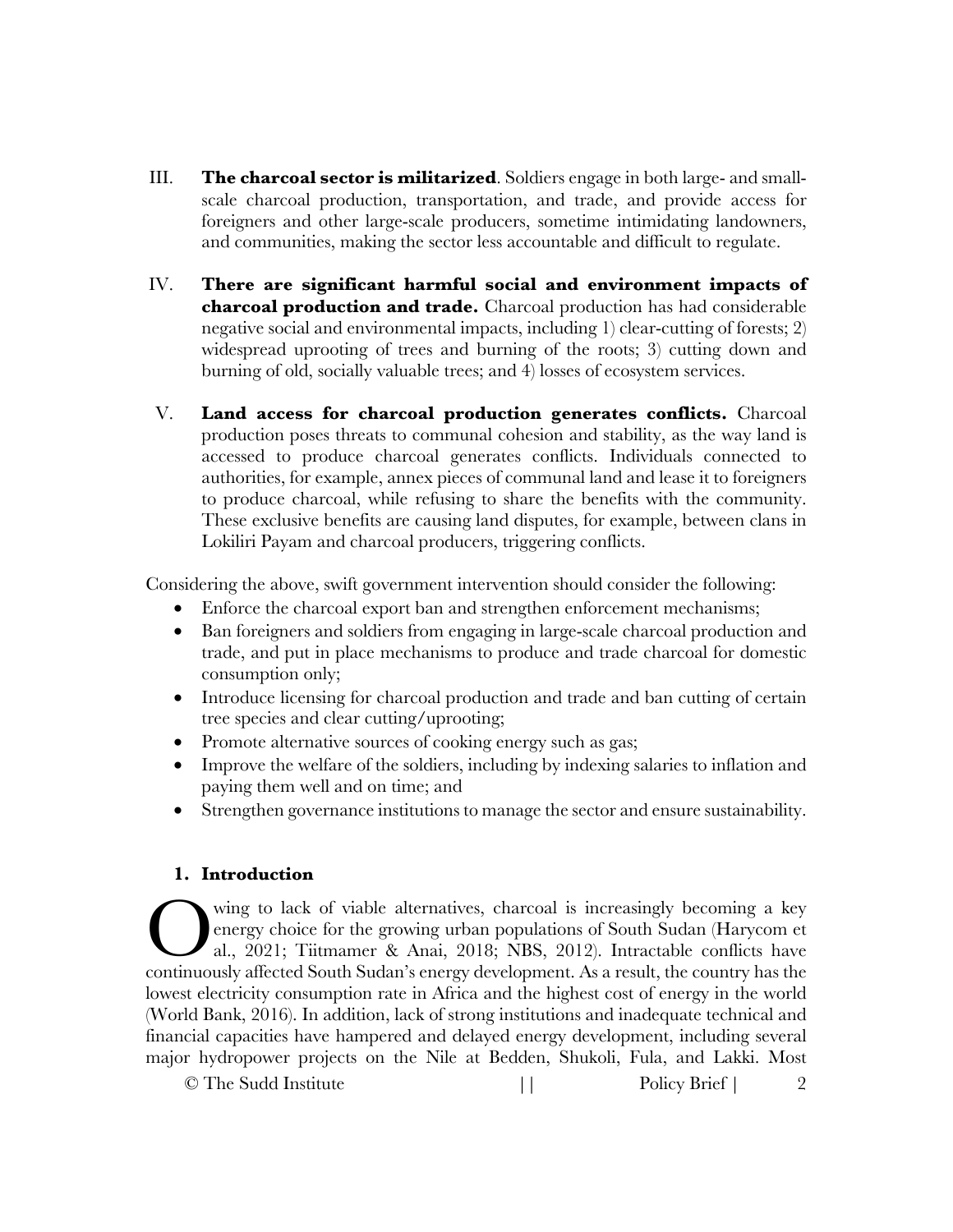III. **The charcoal sector is militarized**. Soldiers engage in both large- and small-scale charcoal production, transportation, and trade, and provide access for foreigners and other large-scale producers, sometime intimidating landowners, and communities, making the sector less accountable and difficult to regulate.

IV. **There are significant harmful social and environment impacts of charcoal production and trade.** Charcoal production has had considerable negative social and environmental impacts, including 1) clear-cutting of forests; 2) widespread uprooting of trees and burning of the roots; 3) cutting down and burning of old, socially valuable trees; and 4) losses of ecosystem services.

V. **Land access for charcoal production generates conflicts.** Charcoal production poses threats to communal cohesion and stability, as the way land is accessed to produce charcoal generates conflicts. Individuals connected to authorities, for example, annex pieces of communal land and lease it to foreigners to produce charcoal, while refusing to share the benefits with the community. These exclusive benefits are causing land disputes, for example, between clans in Lokiliri Payam and charcoal producers, triggering conflicts.

Considering the above, swift government intervention should consider the following:

- Enforce the charcoal export ban and strengthen enforcement mechanisms;
- Ban foreigners and soldiers from engaging in large-scale charcoal production and trade, and put in place mechanisms to produce and trade charcoal for domestic consumption only;
- Introduce licensing for charcoal production and trade and ban cutting of certain tree species and clear cutting/uprooting;
- Promote alternative sources of cooking energy such as gas;
- Improve the welfare of the soldiers, including by indexing salaries to inflation and paying them well and on time; and
- Strengthen governance institutions to manage the sector and ensure sustainability.

## 1. Introduction

Owing to lack of viable alternatives, charcoal is increasingly becoming a key energy choice for the growing urban populations of South Sudan (Harycom et al., 2021; Tiitmamer & Anai, 2018; NBS, 2012). Intractable conflicts have continuously affected South Sudan's energy development. As a result, the country has the lowest electricity consumption rate in Africa and the highest cost of energy in the world (World Bank, 2016). In addition, lack of strong institutions and inadequate technical and financial capacities have hampered and delayed energy development, including several major hydropower projects on the Nile at Bedden, Shukoli, Fula, and Lakki. Most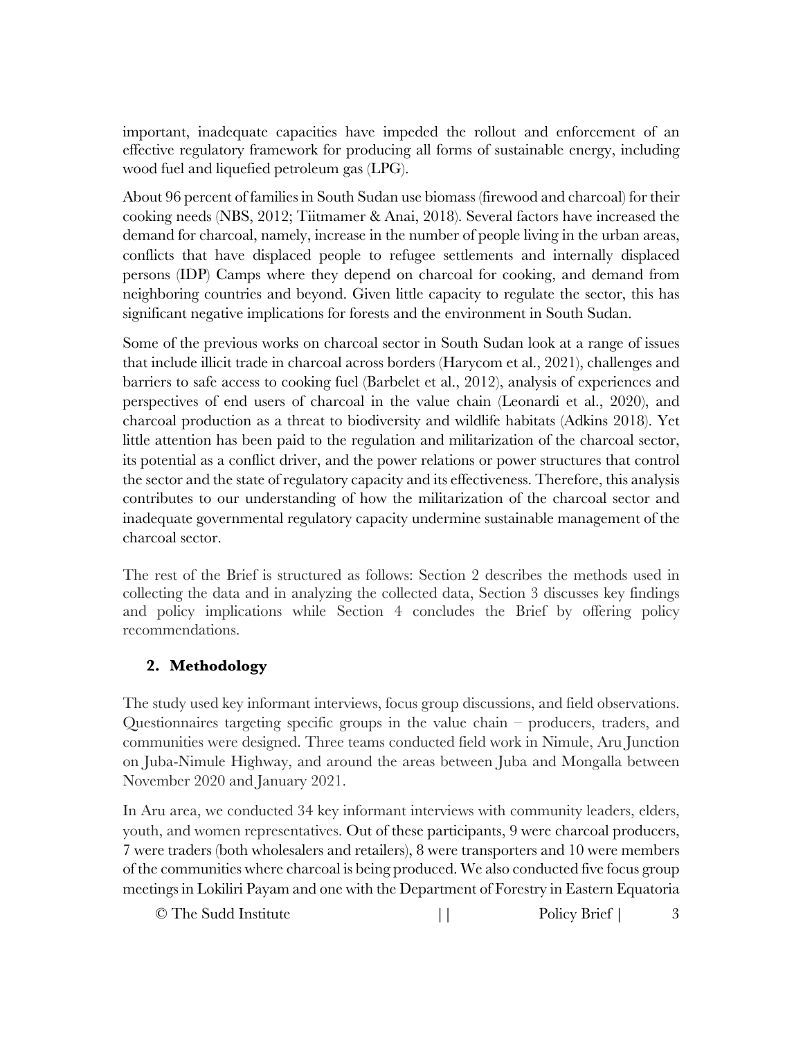important, inadequate capacities have impeded the rollout and enforcement of an effective regulatory framework for producing all forms of sustainable energy, including wood fuel and liquefied petroleum gas (LPG).

About 96 percent of families in South Sudan use biomass (firewood and charcoal) for their cooking needs (NBS, 2012; Tiitmamer & Anai, 2018). Several factors have increased the demand for charcoal, namely, increase in the number of people living in the urban areas, conflicts that have displaced people to refugee settlements and internally displaced persons (IDP) Camps where they depend on charcoal for cooking, and demand from neighboring countries and beyond. Given little capacity to regulate the sector, this has significant negative implications for forests and the environment in South Sudan.

Some of the previous works on charcoal sector in South Sudan look at a range of issues that include illicit trade in charcoal across borders (Harycom et al., 2021), challenges and barriers to safe access to cooking fuel (Barbelet et al., 2012), analysis of experiences and perspectives of end users of charcoal in the value chain (Leonardi et al., 2020), and charcoal production as a threat to biodiversity and wildlife habitats (Adkins 2018). Yet little attention has been paid to the regulation and militarization of the charcoal sector, its potential as a conflict driver, and the power relations or power structures that control the sector and the state of regulatory capacity and its effectiveness. Therefore, this analysis contributes to our understanding of how the militarization of the charcoal sector and inadequate governmental regulatory capacity undermine sustainable management of the charcoal sector.

The rest of the Brief is structured as follows: Section 2 describes the methods used in collecting the data and in analyzing the collected data, Section 3 discusses key findings and policy implications while Section 4 concludes the Brief by offering policy recommendations.

## 2. Methodology

The study used key informant interviews, focus group discussions, and field observations. Questionnaires targeting specific groups in the value chain – producers, traders, and communities were designed. Three teams conducted field work in Nimule, Aru Junction on Juba-Nimule Highway, and around the areas between Juba and Mongalla between November 2020 and January 2021.

In Aru area, we conducted 34 key informant interviews with community leaders, elders, youth, and women representatives. Out of these participants, 9 were charcoal producers, 7 were traders (both wholesalers and retailers), 8 were transporters and 10 were members of the communities where charcoal is being produced. We also conducted five focus group meetings in Lokiliri Payam and one with the Department of Forestry in Eastern Equatoria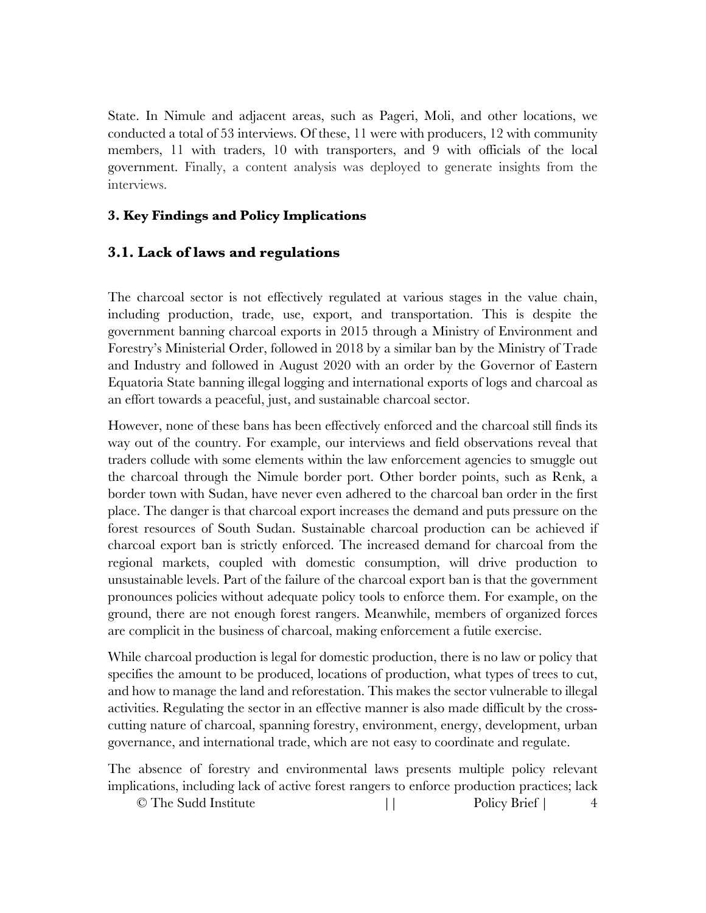State. In Nimule and adjacent areas, such as Pageri, Moli, and other locations, we conducted a total of 53 interviews. Of these, 11 were with producers, 12 with community members, 11 with traders, 10 with transporters, and 9 with officials of the local government. Finally, a content analysis was deployed to generate insights from the interviews.

### 3. Key Findings and Policy Implications

## 3.1. Lack of laws and regulations

The charcoal sector is not effectively regulated at various stages in the value chain, including production, trade, use, export, and transportation. This is despite the government banning charcoal exports in 2015 through a Ministry of Environment and Forestry's Ministerial Order, followed in 2018 by a similar ban by the Ministry of Trade and Industry and followed in August 2020 with an order by the Governor of Eastern Equatoria State banning illegal logging and international exports of logs and charcoal as an effort towards a peaceful, just, and sustainable charcoal sector.

However, none of these bans has been effectively enforced and the charcoal still finds its way out of the country. For example, our interviews and field observations reveal that traders collude with some elements within the law enforcement agencies to smuggle out the charcoal through the Nimule border port. Other border points, such as Renk, a border town with Sudan, have never even adhered to the charcoal ban order in the first place. The danger is that charcoal export increases the demand and puts pressure on the forest resources of South Sudan. Sustainable charcoal production can be achieved if charcoal export ban is strictly enforced. The increased demand for charcoal from the regional markets, coupled with domestic consumption, will drive production to unsustainable levels. Part of the failure of the charcoal export ban is that the government pronounces policies without adequate policy tools to enforce them. For example, on the ground, there are not enough forest rangers. Meanwhile, members of organized forces are complicit in the business of charcoal, making enforcement a futile exercise.

While charcoal production is legal for domestic production, there is no law or policy that specifies the amount to be produced, locations of production, what types of trees to cut, and how to manage the land and reforestation. This makes the sector vulnerable to illegal activities. Regulating the sector in an effective manner is also made difficult by the cross-cutting nature of charcoal, spanning forestry, environment, energy, development, urban governance, and international trade, which are not easy to coordinate and regulate.

The absence of forestry and environmental laws presents multiple policy relevant implications, including lack of active forest rangers to enforce production practices; lack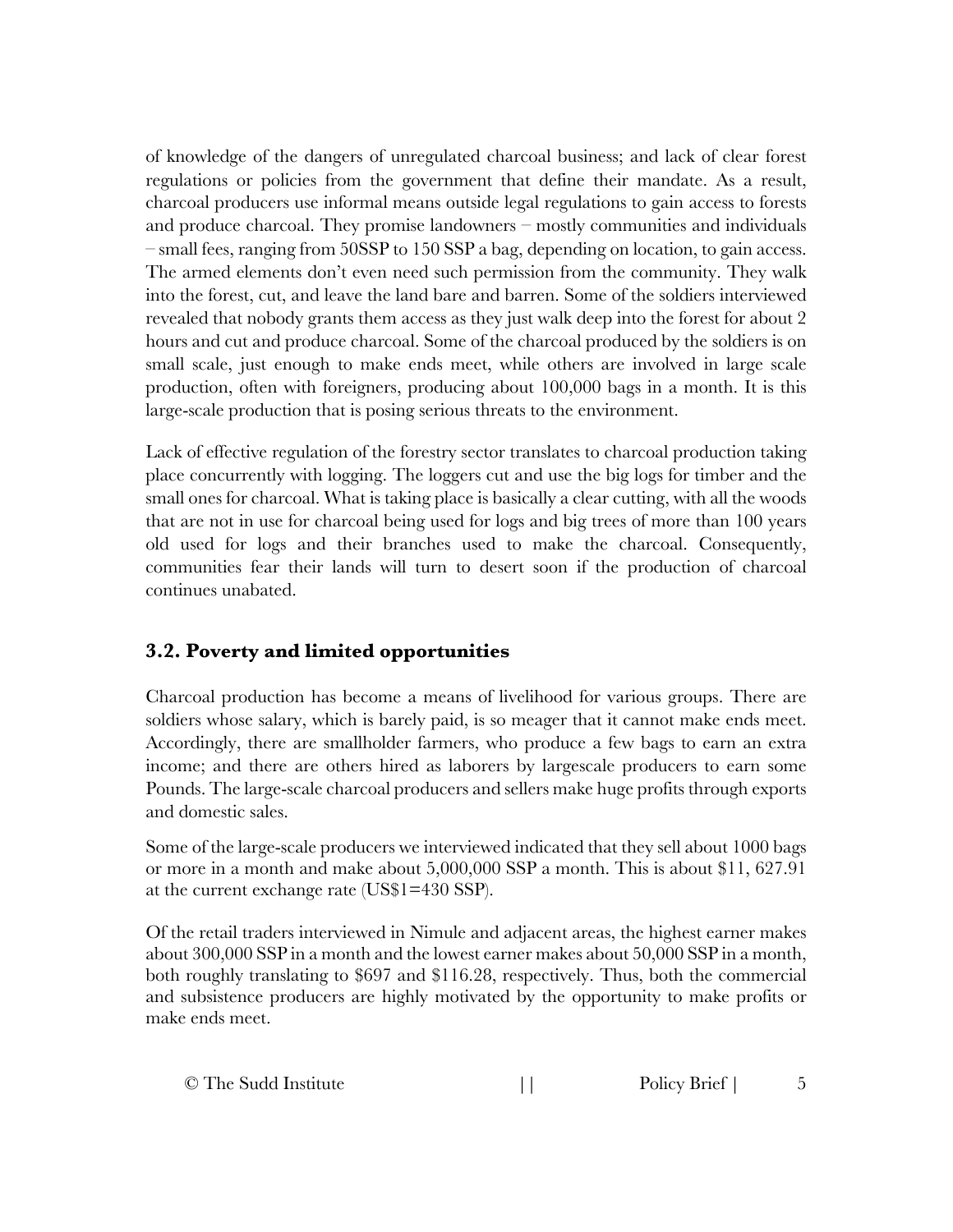of knowledge of the dangers of unregulated charcoal business; and lack of clear forest regulations or policies from the government that define their mandate. As a result, charcoal producers use informal means outside legal regulations to gain access to forests and produce charcoal. They promise landowners – mostly communities and individuals – small fees, ranging from 50SSP to 150 SSP a bag, depending on location, to gain access. The armed elements don't even need such permission from the community. They walk into the forest, cut, and leave the land bare and barren. Some of the soldiers interviewed revealed that nobody grants them access as they just walk deep into the forest for about 2 hours and cut and produce charcoal. Some of the charcoal produced by the soldiers is on small scale, just enough to make ends meet, while others are involved in large scale production, often with foreigners, producing about 100,000 bags in a month. It is this large-scale production that is posing serious threats to the environment.

Lack of effective regulation of the forestry sector translates to charcoal production taking place concurrently with logging. The loggers cut and use the big logs for timber and the small ones for charcoal. What is taking place is basically a clear cutting, with all the woods that are not in use for charcoal being used for logs and big trees of more than 100 years old used for logs and their branches used to make the charcoal. Consequently, communities fear their lands will turn to desert soon if the production of charcoal continues unabated.

### 3.2. Poverty and limited opportunities

Charcoal production has become a means of livelihood for various groups. There are soldiers whose salary, which is barely paid, is so meager that it cannot make ends meet. Accordingly, there are smallholder farmers, who produce a few bags to earn an extra income; and there are others hired as laborers by largescale producers to earn some Pounds. The large-scale charcoal producers and sellers make huge profits through exports and domestic sales.

Some of the large-scale producers we interviewed indicated that they sell about 1000 bags or more in a month and make about 5,000,000 SSP a month. This is about $11, 627.91 at the current exchange rate (US$1=430 SSP).

Of the retail traders interviewed in Nimule and adjacent areas, the highest earner makes about 300,000 SSP in a month and the lowest earner makes about 50,000 SSP in a month, both roughly translating to $697 and $116.28, respectively. Thus, both the commercial and subsistence producers are highly motivated by the opportunity to make profits or make ends meet.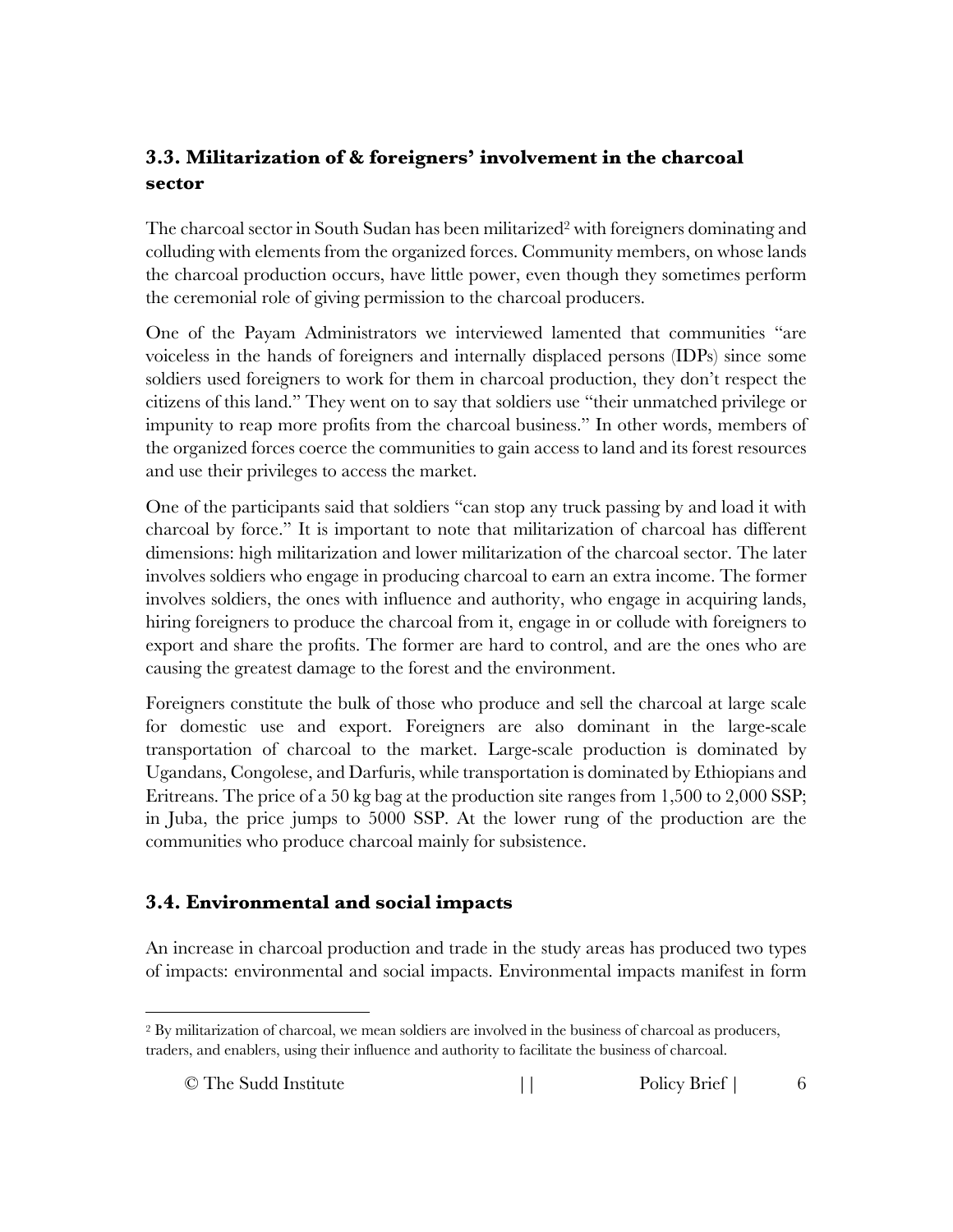## 3.3. Militarization of & foreigners' involvement in the charcoal sector

The charcoal sector in South Sudan has been militarized[2] with foreigners dominating and colluding with elements from the organized forces. Community members, on whose lands the charcoal production occurs, have little power, even though they sometimes perform the ceremonial role of giving permission to the charcoal producers.

One of the Payam Administrators we interviewed lamented that communities "are voiceless in the hands of foreigners and internally displaced persons (IDPs) since some soldiers used foreigners to work for them in charcoal production, they don't respect the citizens of this land." They went on to say that soldiers use "their unmatched privilege or impunity to reap more profits from the charcoal business." In other words, members of the organized forces coerce the communities to gain access to land and its forest resources and use their privileges to access the market.

One of the participants said that soldiers "can stop any truck passing by and load it with charcoal by force." It is important to note that militarization of charcoal has different dimensions: high militarization and lower militarization of the charcoal sector. The later involves soldiers who engage in producing charcoal to earn an extra income. The former involves soldiers, the ones with influence and authority, who engage in acquiring lands, hiring foreigners to produce the charcoal from it, engage in or collude with foreigners to export and share the profits. The former are hard to control, and are the ones who are causing the greatest damage to the forest and the environment.

Foreigners constitute the bulk of those who produce and sell the charcoal at large scale for domestic use and export. Foreigners are also dominant in the large-scale transportation of charcoal to the market. Large-scale production is dominated by Ugandans, Congolese, and Darfuris, while transportation is dominated by Ethiopians and Eritreans. The price of a 50 kg bag at the production site ranges from 1,500 to 2,000 SSP; in Juba, the price jumps to 5000 SSP. At the lower rung of the production are the communities who produce charcoal mainly for subsistence.

## 3.4. Environmental and social impacts

An increase in charcoal production and trade in the study areas has produced two types of impacts: environmental and social impacts. Environmental impacts manifest in form

[2] By militarization of charcoal, we mean soldiers are involved in the business of charcoal as producers, traders, and enablers, using their influence and authority to facilitate the business of charcoal.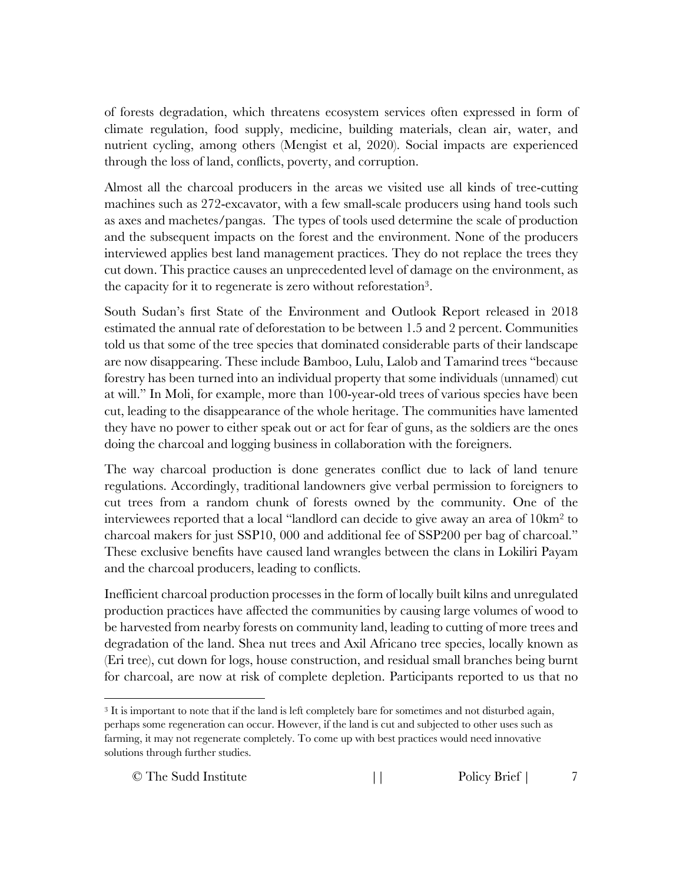of forests degradation, which threatens ecosystem services often expressed in form of climate regulation, food supply, medicine, building materials, clean air, water, and nutrient cycling, among others (Mengist et al, 2020). Social impacts are experienced through the loss of land, conflicts, poverty, and corruption.

Almost all the charcoal producers in the areas we visited use all kinds of tree-cutting machines such as 272-excavator, with a few small-scale producers using hand tools such as axes and machetes/pangas. The types of tools used determine the scale of production and the subsequent impacts on the forest and the environment. None of the producers interviewed applies best land management practices. They do not replace the trees they cut down. This practice causes an unprecedented level of damage on the environment, as the capacity for it to regenerate is zero without reforestation[3].

South Sudan's first State of the Environment and Outlook Report released in 2018 estimated the annual rate of deforestation to be between 1.5 and 2 percent. Communities told us that some of the tree species that dominated considerable parts of their landscape are now disappearing. These include Bamboo, Lulu, Lalob and Tamarind trees "because forestry has been turned into an individual property that some individuals (unnamed) cut at will." In Moli, for example, more than 100-year-old trees of various species have been cut, leading to the disappearance of the whole heritage. The communities have lamented they have no power to either speak out or act for fear of guns, as the soldiers are the ones doing the charcoal and logging business in collaboration with the foreigners.

The way charcoal production is done generates conflict due to lack of land tenure regulations. Accordingly, traditional landowners give verbal permission to foreigners to cut trees from a random chunk of forests owned by the community. One of the interviewees reported that a local "landlord can decide to give away an area of 10km$^2$ to charcoal makers for just SSP10, 000 and additional fee of SSP200 per bag of charcoal." These exclusive benefits have caused land wrangles between the clans in Lokiliri Payam and the charcoal producers, leading to conflicts.

Inefficient charcoal production processes in the form of locally built kilns and unregulated production practices have affected the communities by causing large volumes of wood to be harvested from nearby forests on community land, leading to cutting of more trees and degradation of the land. Shea nut trees and Axil Africano tree species, locally known as (Eri tree), cut down for logs, house construction, and residual small branches being burnt for charcoal, are now at risk of complete depletion. Participants reported to us that no

[3] It is important to note that if the land is left completely bare for sometimes and not disturbed again, perhaps some regeneration can occur. However, if the land is cut and subjected to other uses such as farming, it may not regenerate completely. To come up with best practices would need innovative solutions through further studies.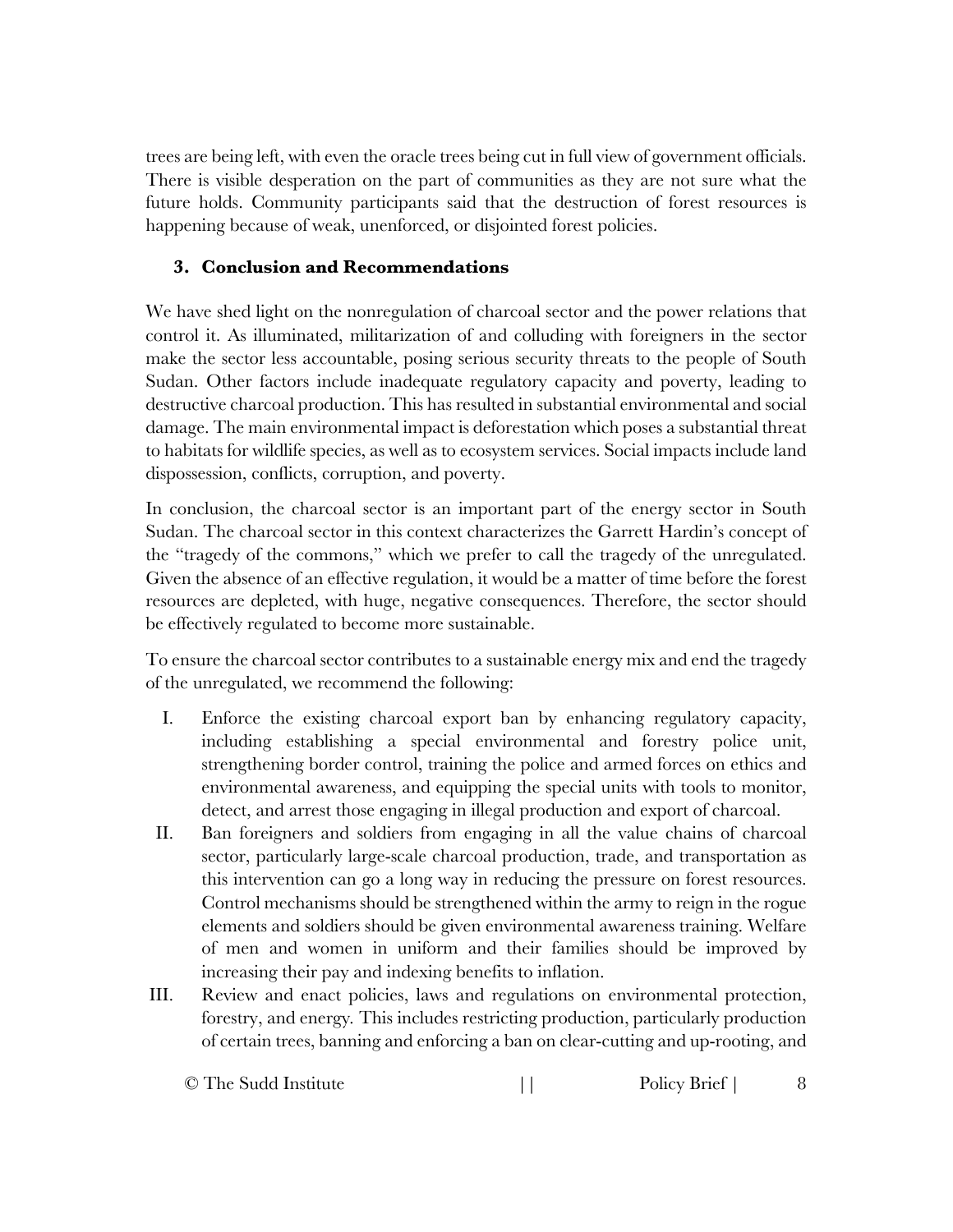trees are being left, with even the oracle trees being cut in full view of government officials. There is visible desperation on the part of communities as they are not sure what the future holds. Community participants said that the destruction of forest resources is happening because of weak, unenforced, or disjointed forest policies.

## 3. Conclusion and Recommendations

We have shed light on the nonregulation of charcoal sector and the power relations that control it. As illuminated, militarization of and colluding with foreigners in the sector make the sector less accountable, posing serious security threats to the people of South Sudan. Other factors include inadequate regulatory capacity and poverty, leading to destructive charcoal production. This has resulted in substantial environmental and social damage. The main environmental impact is deforestation which poses a substantial threat to habitats for wildlife species, as well as to ecosystem services. Social impacts include land dispossession, conflicts, corruption, and poverty.

In conclusion, the charcoal sector is an important part of the energy sector in South Sudan. The charcoal sector in this context characterizes the Garrett Hardin's concept of the "tragedy of the commons," which we prefer to call the tragedy of the unregulated. Given the absence of an effective regulation, it would be a matter of time before the forest resources are depleted, with huge, negative consequences. Therefore, the sector should be effectively regulated to become more sustainable.

To ensure the charcoal sector contributes to a sustainable energy mix and end the tragedy of the unregulated, we recommend the following:

I. Enforce the existing charcoal export ban by enhancing regulatory capacity, including establishing a special environmental and forestry police unit, strengthening border control, training the police and armed forces on ethics and environmental awareness, and equipping the special units with tools to monitor, detect, and arrest those engaging in illegal production and export of charcoal.

II. Ban foreigners and soldiers from engaging in all the value chains of charcoal sector, particularly large-scale charcoal production, trade, and transportation as this intervention can go a long way in reducing the pressure on forest resources. Control mechanisms should be strengthened within the army to reign in the rogue elements and soldiers should be given environmental awareness training. Welfare of men and women in uniform and their families should be improved by increasing their pay and indexing benefits to inflation.

III. Review and enact policies, laws and regulations on environmental protection, forestry, and energy. This includes restricting production, particularly production of certain trees, banning and enforcing a ban on clear-cutting and up-rooting, and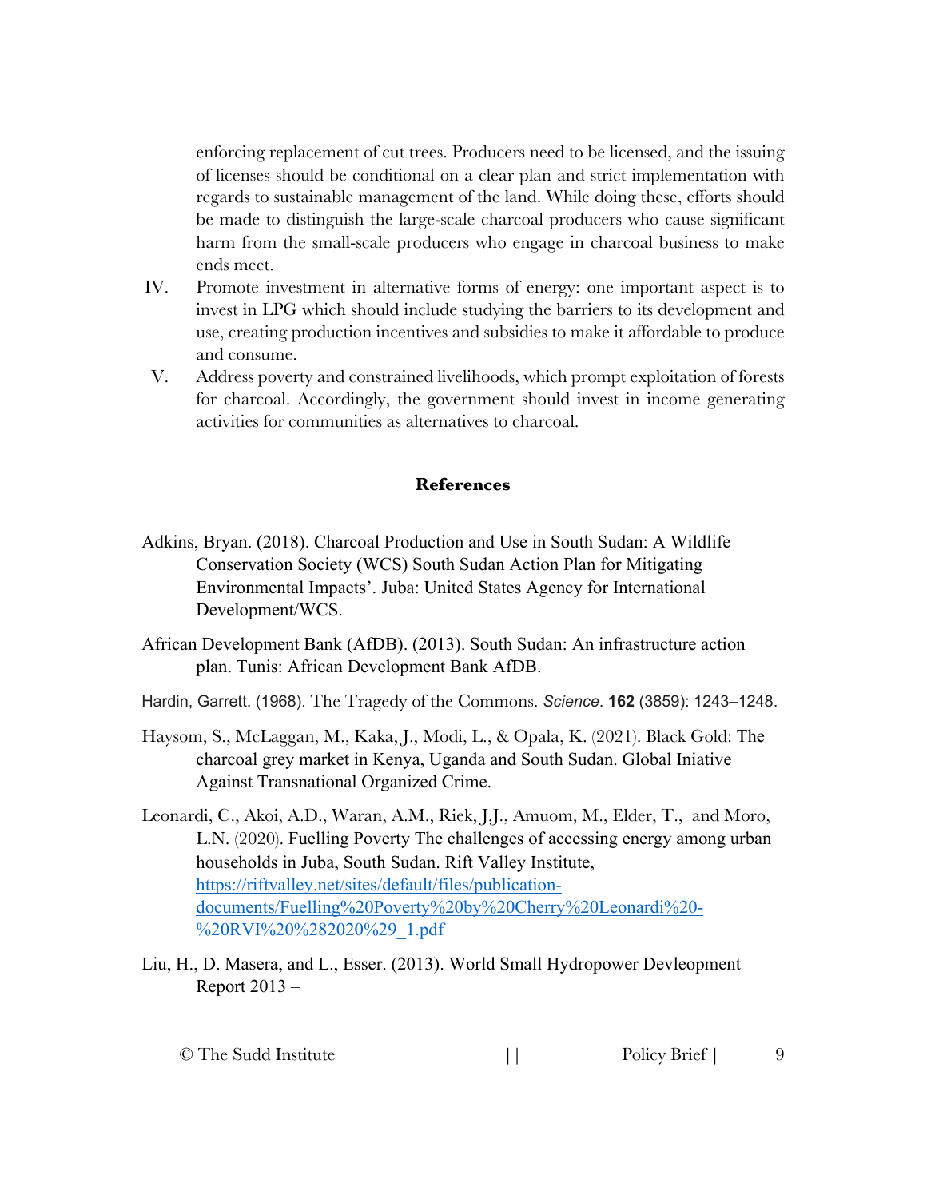enforcing replacement of cut trees. Producers need to be licensed, and the issuing of licenses should be conditional on a clear plan and strict implementation with regards to sustainable management of the land. While doing these, efforts should be made to distinguish the large-scale charcoal producers who cause significant harm from the small-scale producers who engage in charcoal business to make ends meet.

IV. Promote investment in alternative forms of energy: one important aspect is to invest in LPG which should include studying the barriers to its development and use, creating production incentives and subsidies to make it affordable to produce and consume.

V. Address poverty and constrained livelihoods, which prompt exploitation of forests for charcoal. Accordingly, the government should invest in income generating activities for communities as alternatives to charcoal.

## References

Adkins, Bryan. (2018). Charcoal Production and Use in South Sudan: A Wildlife Conservation Society (WCS) South Sudan Action Plan for Mitigating Environmental Impacts'. Juba: United States Agency for International Development/WCS.

African Development Bank (AfDB). (2013). South Sudan: An infrastructure action plan. Tunis: African Development Bank AfDB.

Hardin, Garrett. (1968). The Tragedy of the Commons. *Science*. **162** (3859): 1243–1248.

Haysom, S., McLaggan, M., Kaka, J., Modi, L., & Opala, K. (2021). Black Gold: The charcoal grey market in Kenya, Uganda and South Sudan. Global Iniative Against Transnational Organized Crime.

Leonardi, C., Akoi, A.D., Waran, A.M., Riek, J.J., Amuom, M., Elder, T., and Moro, L.N. (2020). Fuelling Poverty The challenges of accessing energy among urban households in Juba, South Sudan. Rift Valley Institute, https://riftvalley.net/sites/default/files/publication-documents/Fuelling%20Poverty%20by%20Cherry%20Leonardi%20-%20RVI%20%282020%29_1.pdf

Liu, H., D. Masera, and L., Esser. (2013). World Small Hydropower Devleopment Report 2013 –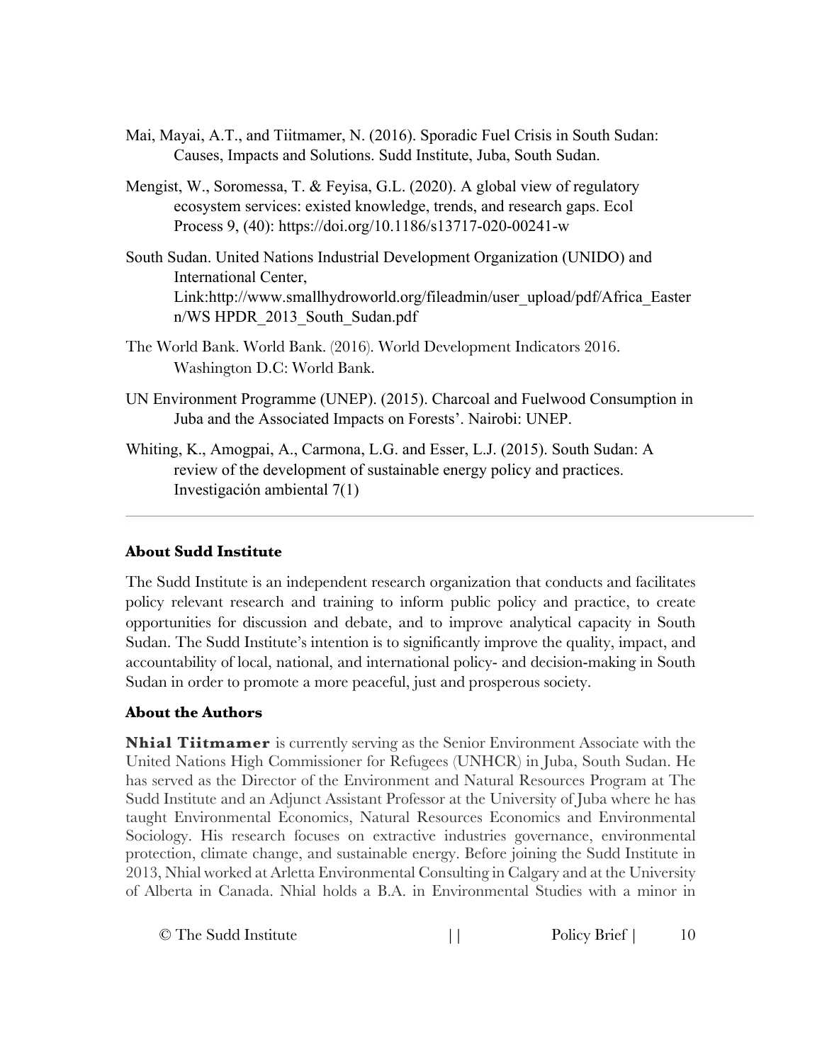Mai, Mayai, A.T., and Tiitmamer, N. (2016). Sporadic Fuel Crisis in South Sudan: Causes, Impacts and Solutions. Sudd Institute, Juba, South Sudan.

Mengist, W., Soromessa, T. & Feyisa, G.L. (2020). A global view of regulatory ecosystem services: existed knowledge, trends, and research gaps. Ecol Process 9, (40): https://doi.org/10.1186/s13717-020-00241-w

South Sudan. United Nations Industrial Development Organization (UNIDO) and International Center, Link:http://www.smallhydroworld.org/fileadmin/user_upload/pdf/Africa_Eastern/WS HPDR_2013_South_Sudan.pdf

The World Bank. World Bank. (2016). World Development Indicators 2016. Washington D.C: World Bank.

UN Environment Programme (UNEP). (2015). Charcoal and Fuelwood Consumption in Juba and the Associated Impacts on Forests'. Nairobi: UNEP.

Whiting, K., Amogpai, A., Carmona, L.G. and Esser, L.J. (2015). South Sudan: A review of the development of sustainable energy policy and practices. Investigación ambiental 7(1)

---

### About Sudd Institute

The Sudd Institute is an independent research organization that conducts and facilitates policy relevant research and training to inform public policy and practice, to create opportunities for discussion and debate, and to improve analytical capacity in South Sudan. The Sudd Institute's intention is to significantly improve the quality, impact, and accountability of local, national, and international policy- and decision-making in South Sudan in order to promote a more peaceful, just and prosperous society.

### About the Authors

**Nhial Tiitmamer** is currently serving as the Senior Environment Associate with the United Nations High Commissioner for Refugees (UNHCR) in Juba, South Sudan. He has served as the Director of the Environment and Natural Resources Program at The Sudd Institute and an Adjunct Assistant Professor at the University of Juba where he has taught Environmental Economics, Natural Resources Economics and Environmental Sociology. His research focuses on extractive industries governance, environmental protection, climate change, and sustainable energy. Before joining the Sudd Institute in 2013, Nhial worked at Arletta Environmental Consulting in Calgary and at the University of Alberta in Canada. Nhial holds a B.A. in Environmental Studies with a minor in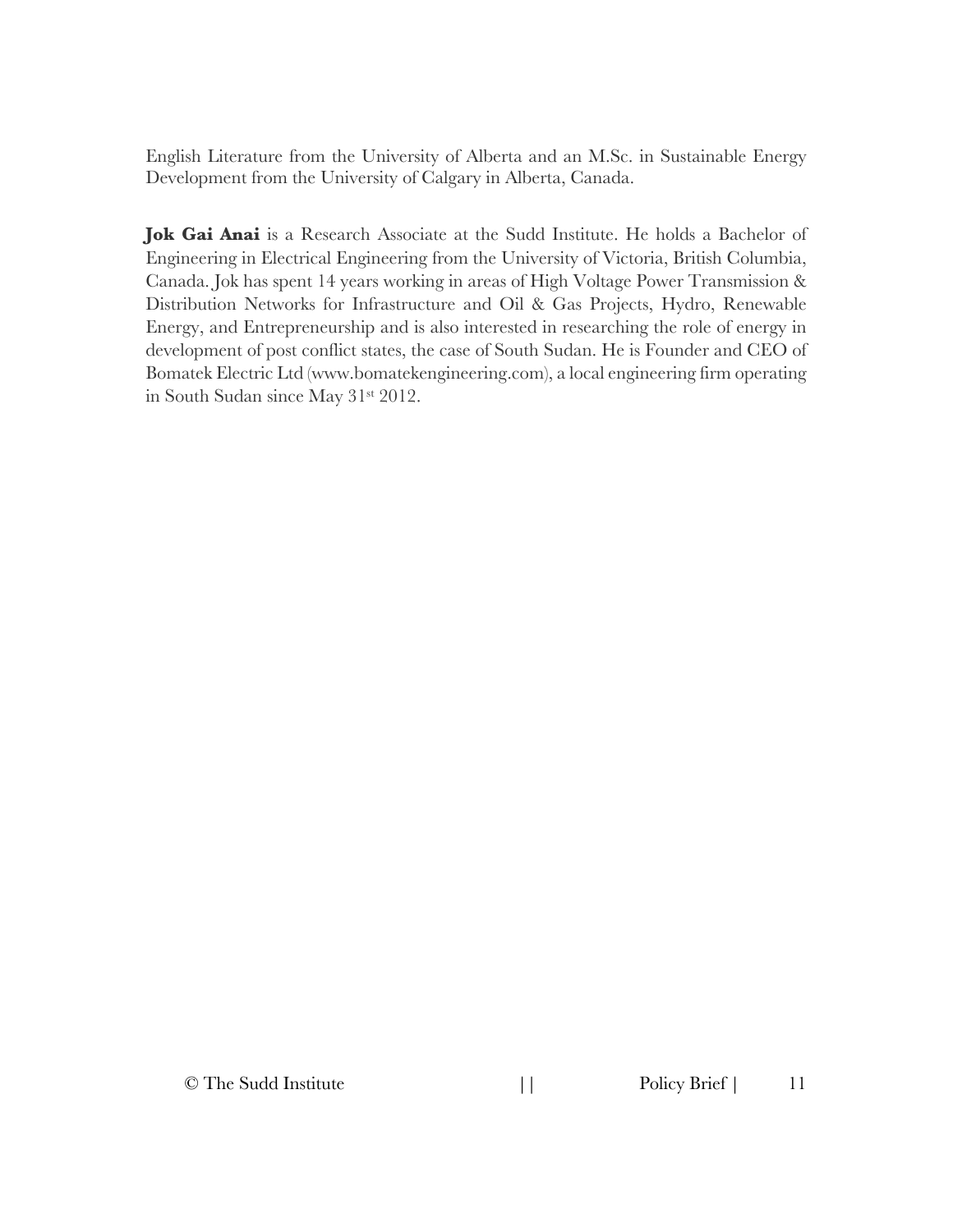English Literature from the University of Alberta and an M.Sc. in Sustainable Energy Development from the University of Calgary in Alberta, Canada.

**Jok Gai Anai** is a Research Associate at the Sudd Institute. He holds a Bachelor of Engineering in Electrical Engineering from the University of Victoria, British Columbia, Canada. Jok has spent 14 years working in areas of High Voltage Power Transmission & Distribution Networks for Infrastructure and Oil & Gas Projects, Hydro, Renewable Energy, and Entrepreneurship and is also interested in researching the role of energy in development of post conflict states, the case of South Sudan. He is Founder and CEO of Bomatek Electric Ltd (www.bomatekengineering.com), a local engineering firm operating in South Sudan since May 31st 2012.